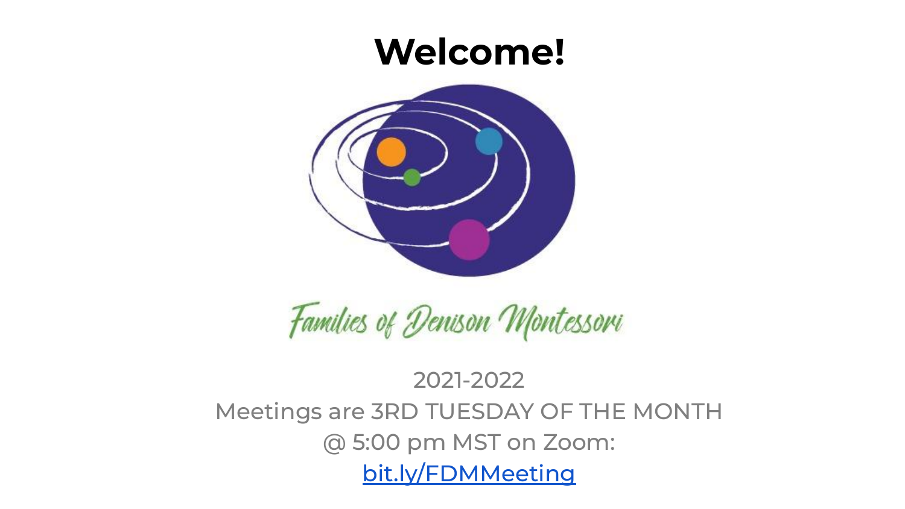# Welcome!

*Families of Denison Montessori*

2021-2022

Meetings are 3RD TUESDAY OF THE MONTH

@ 5:00 pm MST on Zoom:

bit.ly/FDMMeeting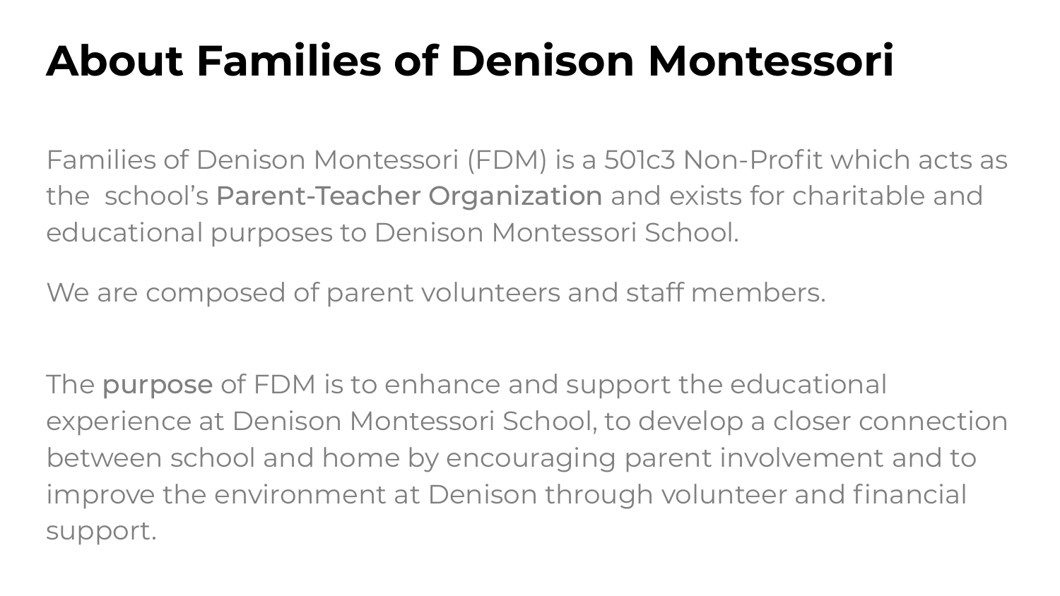# About Families of Denison Montessori

Families of Denison Montessori (FDM) is a 501c3 Non-Profit which acts as the school's **Parent-Teacher Organization** and exists for charitable and educational purposes to Denison Montessori School.

We are composed of parent volunteers and staff members.

The **purpose** of FDM is to enhance and support the educational experience at Denison Montessori School, to develop a closer connection between school and home by encouraging parent involvement and to improve the environment at Denison through volunteer and financial support.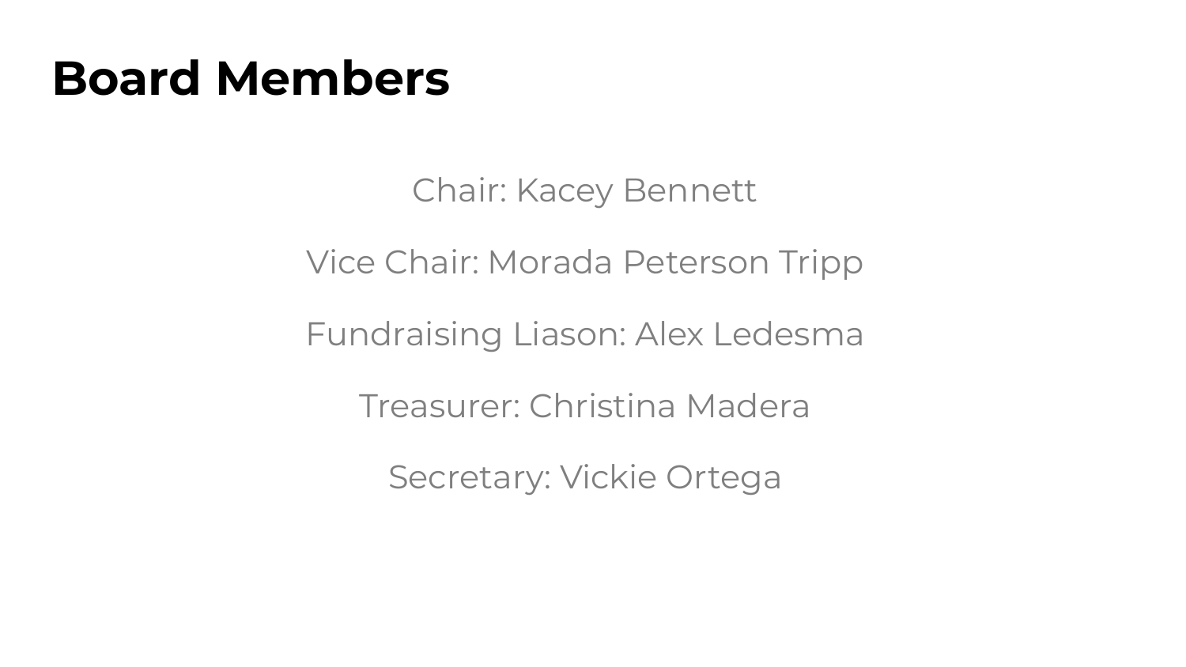# Board Members

Chair: Kacey Bennett

Vice Chair: Morada Peterson Tripp

Fundraising Liason: Alex Ledesma

Treasurer: Christina Madera

Secretary: Vickie Ortega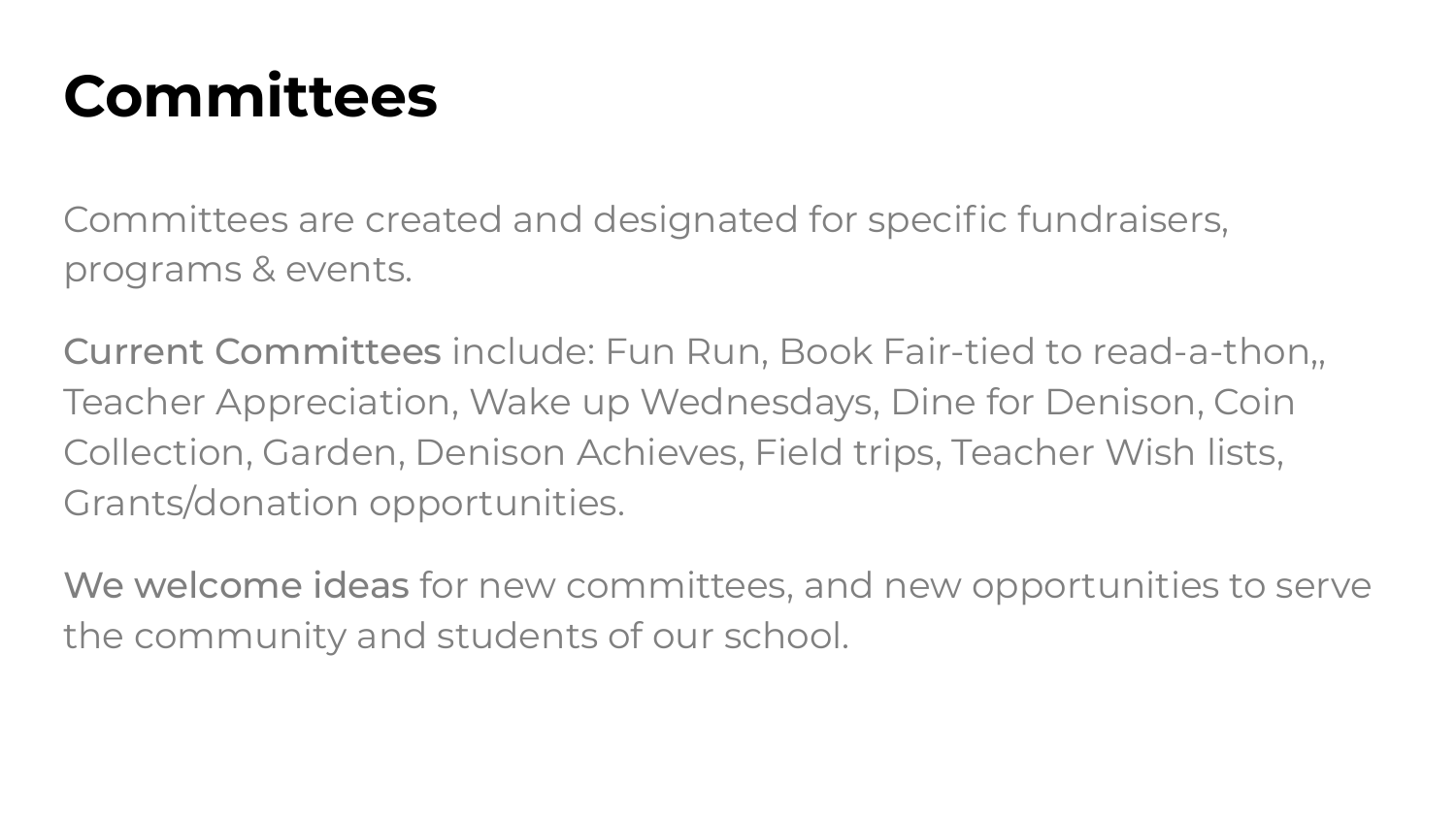# Committees

Committees are created and designated for specific fundraisers, programs & events.

**Current Committees** include: Fun Run, Book Fair-tied to read-a-thon,, Teacher Appreciation, Wake up Wednesdays, Dine for Denison, Coin Collection, Garden, Denison Achieves, Field trips, Teacher Wish lists, Grants/donation opportunities.

**We welcome ideas** for new committees, and new opportunities to serve the community and students of our school.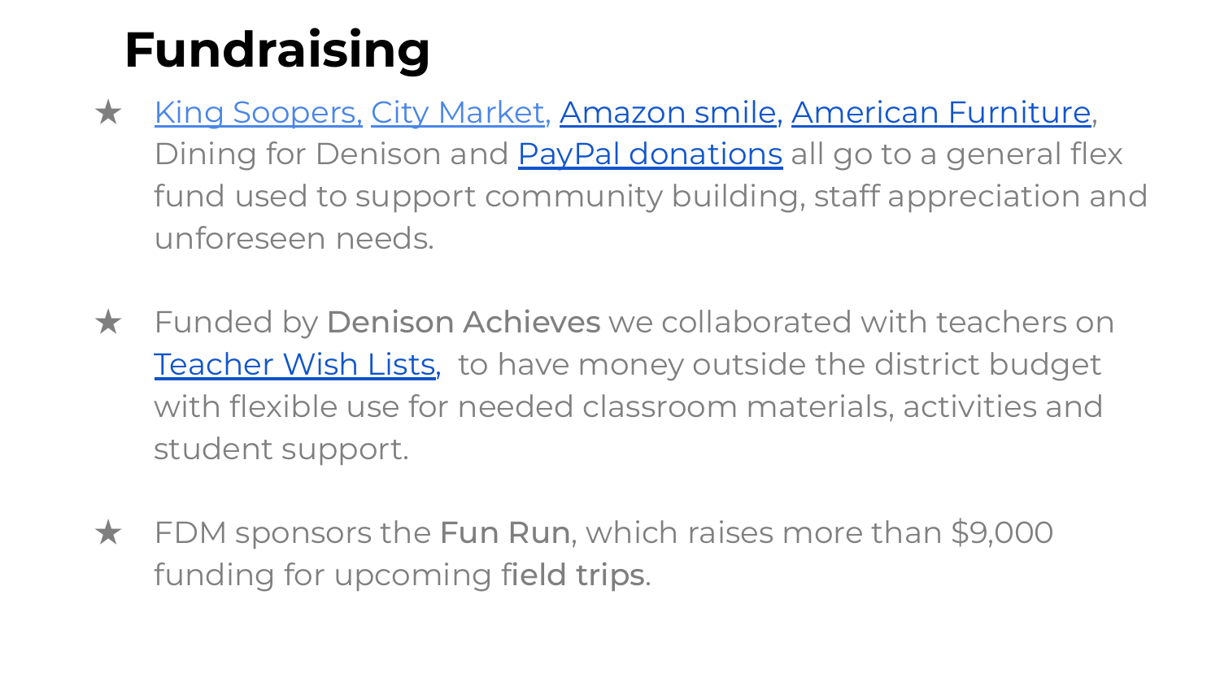# Fundraising

- King Soopers, City Market, Amazon smile, American Furniture, Dining for Denison and PayPal donations all go to a general flex fund used to support community building, staff appreciation and unforeseen needs.

- Funded by **Denison Achieves** we collaborated with teachers on Teacher Wish Lists, to have money outside the district budget with flexible use for needed classroom materials, activities and student support.

- FDM sponsors the **Fun Run**, which raises more than $9,000 funding for upcoming **field trips**.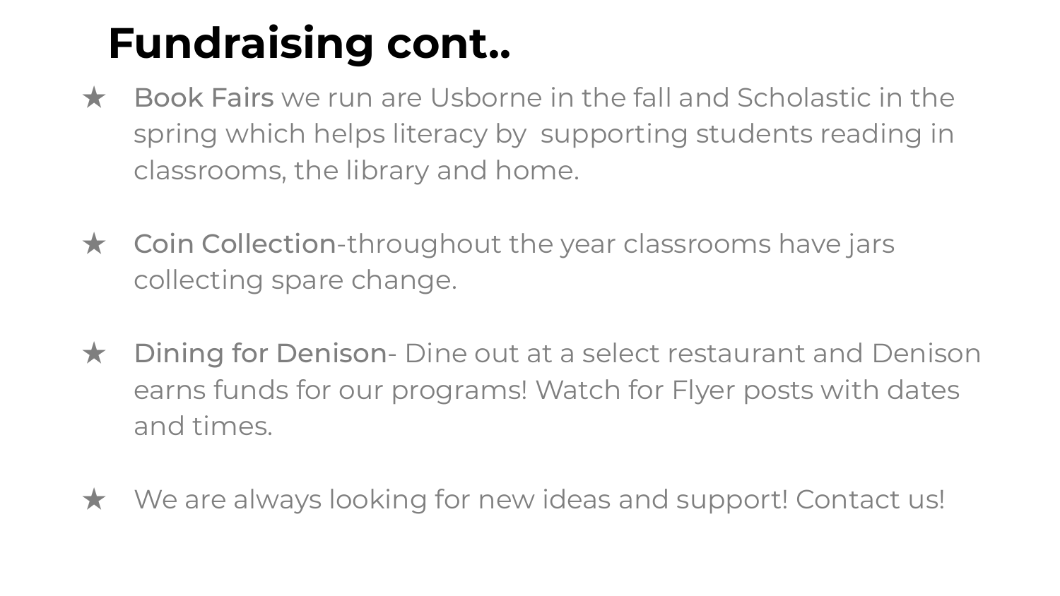# Fundraising cont..

- **Book Fairs** we run are Usborne in the fall and Scholastic in the spring which helps literacy by  supporting students reading in classrooms, the library and home.

- **Coin Collection**-throughout the year classrooms have jars collecting spare change.

- **Dining for Denison**- Dine out at a select restaurant and Denison earns funds for our programs! Watch for Flyer posts with dates and times.

- We are always looking for new ideas and support! Contact us!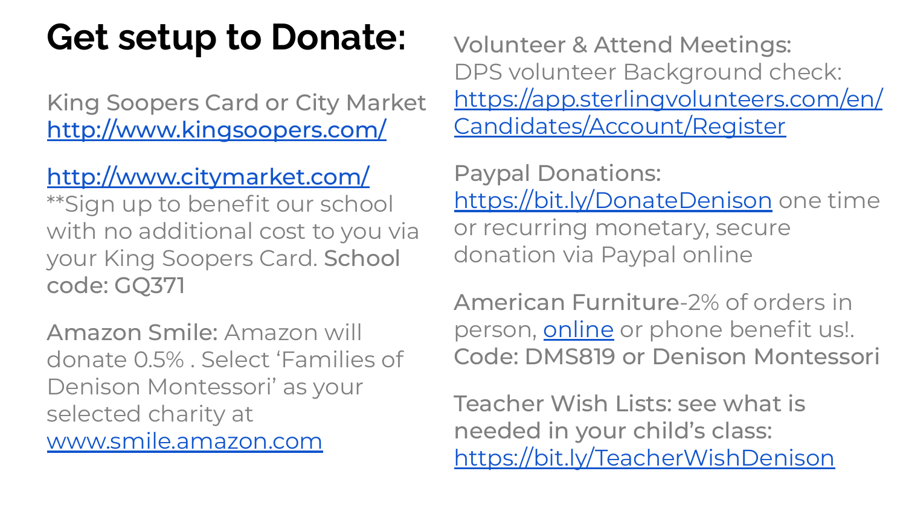# Get setup to Donate:

King Soopers Card or City Market
http://www.kingsoopers.com/

http://www.citymarket.com/
**Sign up to benefit our school with no additional cost to you via your King Soopers Card. **School code: GQ371**

**Amazon Smile:** Amazon will donate 0.5% . Select 'Families of Denison Montessori' as your selected charity at www.smile.amazon.com

Volunteer & Attend Meetings:
DPS volunteer Background check:
https://app.sterlingvolunteers.com/en/Candidates/Account/Register

Paypal Donations:
https://bit.ly/DonateDenison one time or recurring monetary, secure donation via Paypal online

**American Furniture**-2% of orders in person, online or phone benefit us!.
**Code: DMS819 or Denison Montessori**

**Teacher Wish Lists: see what is needed in your child's class:**
https://bit.ly/TeacherWishDenison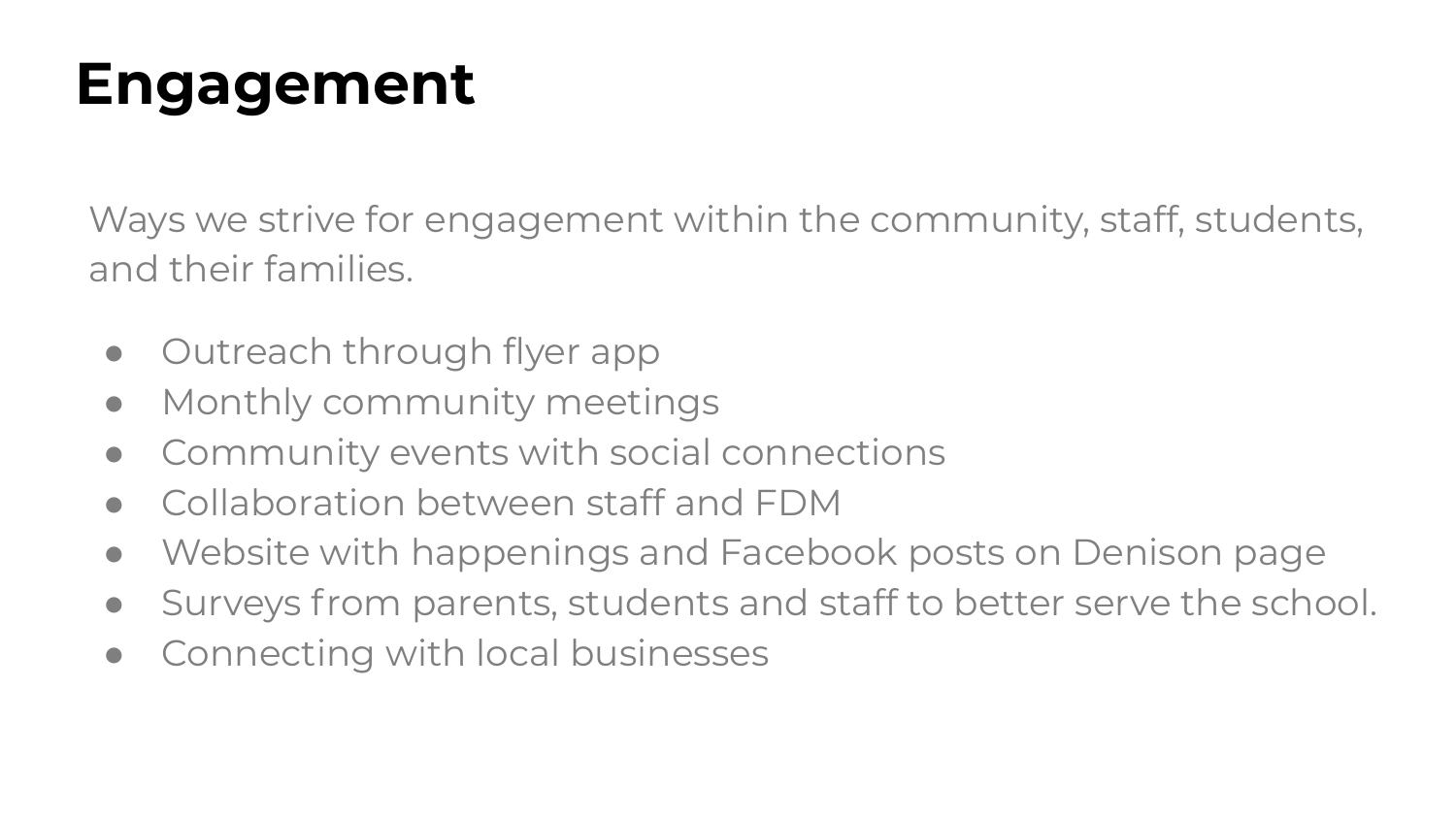# Engagement

Ways we strive for engagement within the community, staff, students, and their families.

- Outreach through flyer app
- Monthly community meetings
- Community events with social connections
- Collaboration between staff and FDM
- Website with happenings and Facebook posts on Denison page
- Surveys from parents, students and staff to better serve the school.
- Connecting with local businesses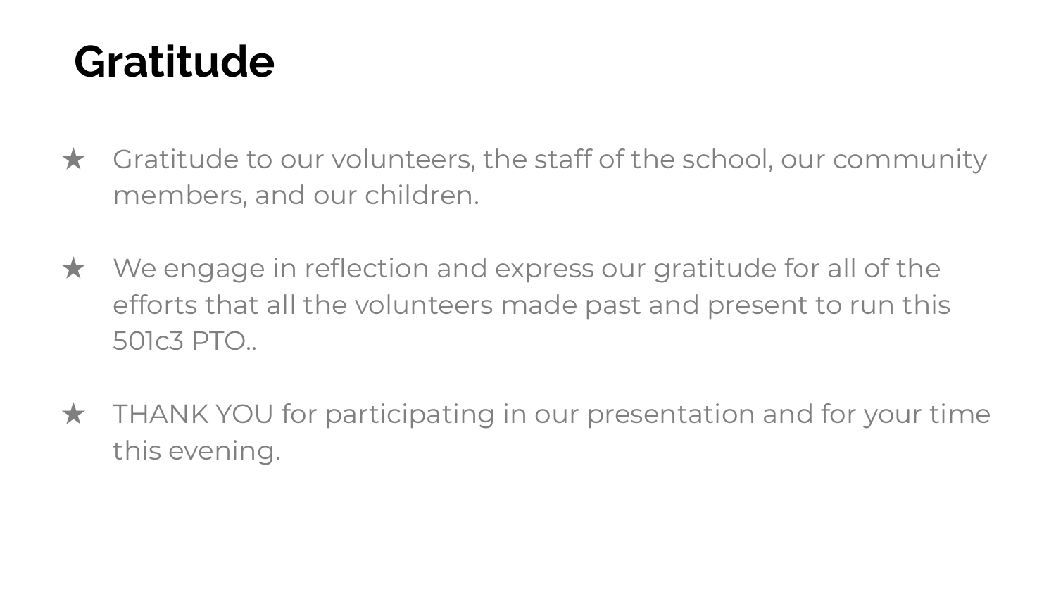# Gratitude

- Gratitude to our volunteers, the staff of the school, our community members, and our children.

- We engage in reflection and express our gratitude for all of the efforts that all the volunteers made past and present to run this 501c3 PTO..

- THANK YOU for participating in our presentation and for your time this evening.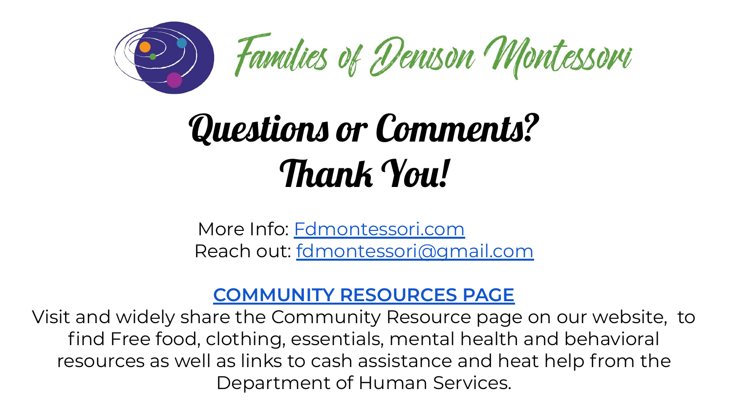Families of Denison Montessori

# Questions or Comments?
# Thank You!

More Info: Fdmontessori.com
Reach out: fdmontessori@gmail.com

**COMMUNITY RESOURCES PAGE**

Visit and widely share the Community Resource page on our website, to find Free food, clothing, essentials, mental health and behavioral resources as well as links to cash assistance and heat help from the Department of Human Services.